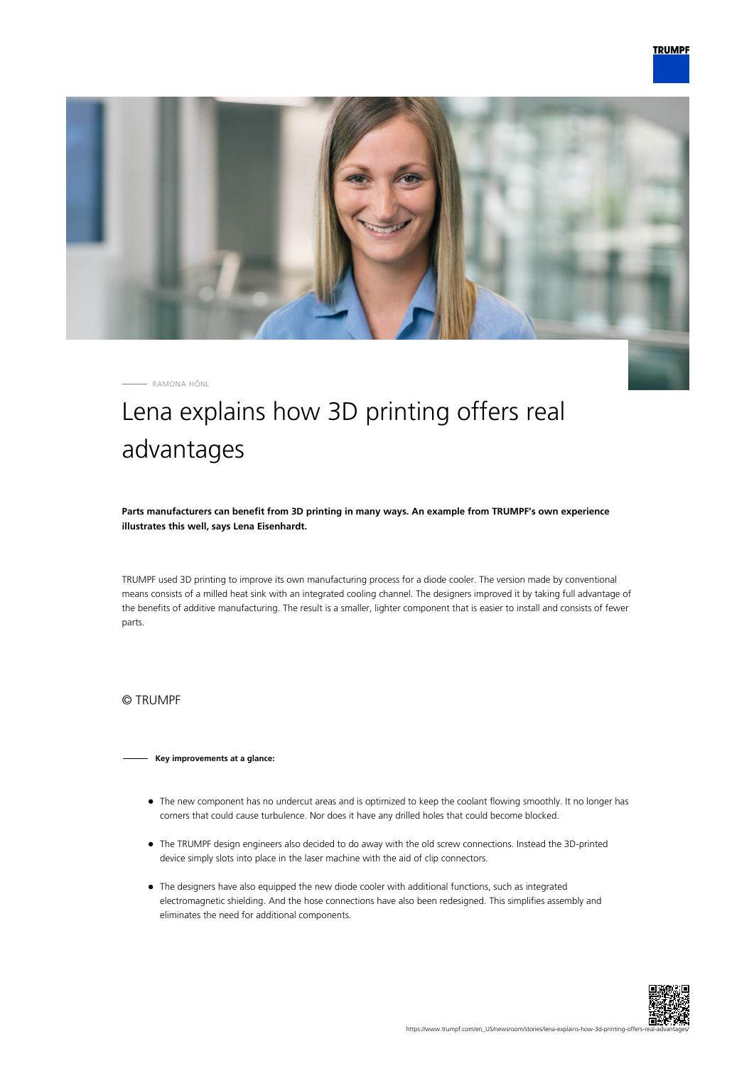RAMONA HÖNL

# Lena explains how 3D printing offers real advantages

**Parts manufacturers can benefit from 3D printing in many ways. An example from TRUMPF's own experience illustrates this well, says Lena Eisenhardt.**

TRUMPF used 3D printing to improve its own manufacturing process for a diode cooler. The version made by conventional means consists of a milled heat sink with an integrated cooling channel. The designers improved it by taking full advantage of the benefits of additive manufacturing. The result is a smaller, lighter component that is easier to install and consists of fewer parts.

© TRUMPF

**Key improvements at a glance:**

- The new component has no undercut areas and is optimized to keep the coolant flowing smoothly. It no longer has corners that could cause turbulence. Nor does it have any drilled holes that could become blocked.
- The TRUMPF design engineers also decided to do away with the old screw connections. Instead the 3D-printed device simply slots into place in the laser machine with the aid of clip connectors.
- The designers have also equipped the new diode cooler with additional functions, such as integrated electromagnetic shielding. And the hose connections have also been redesigned. This simplifies assembly and eliminates the need for additional components.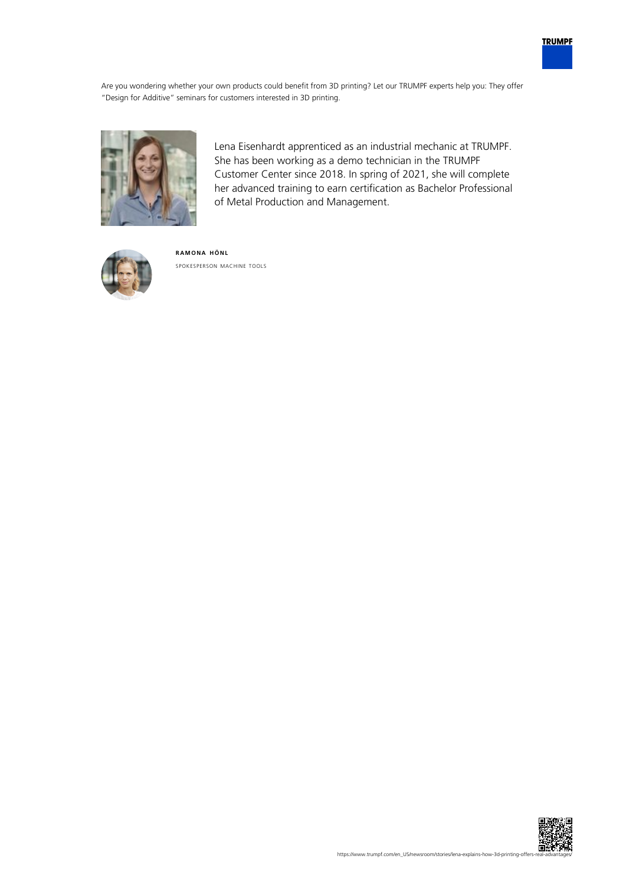Are you wondering whether your own products could benefit from 3D printing? Let our TRUMPF experts help you: They offer "Design for Additive" seminars for customers interested in 3D printing.

Lena Eisenhardt apprenticed as an industrial mechanic at TRUMPF. She has been working as a demo technician in the TRUMPF Customer Center since 2018. In spring of 2021, she will complete her advanced training to earn certification as Bachelor Professional of Metal Production and Management.

**RAMONA HÖNL**

SPOKESPERSON MACHINE TOOLS